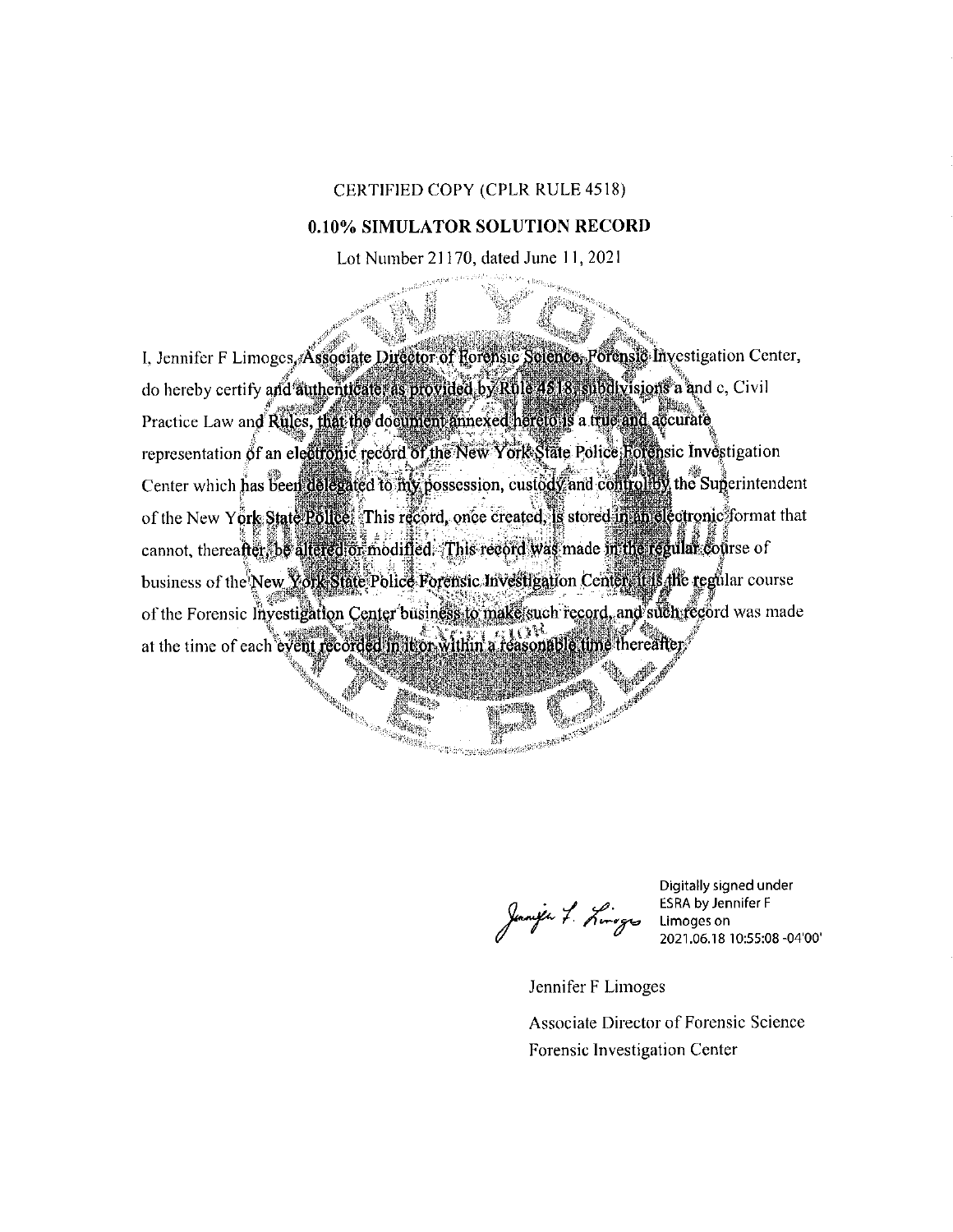CERTIFIED COPY (CPLR RULE 4518)

**0.10% SIMULATOR SOLUTION RECORD**

Lot Number 21170, dated June 11, 2021

I, Jennifer F Limoges, Associate Director of Forensic Science, Forensic Investigation Center, do hereby certify and authenticate, as provided by Rule 4518, subdivisions a and c, Civil Practice Law and Rules, that the document annexed hereto is a true and accurate representation of an electronic record of the New York State Police Forensic Investigation Center which has been delegated to my possession, custody and control by the Superintendent of the New York State Police. This record, once created, is stored in an electronic format that cannot, thereafter, be altered or modified. This record was made in the regular course of business of the New York State Police Forensic Investigation Center, it is the regular course of the Forensic Investigation Center business to make such record, and such record was made at the time of each event recorded in it or within a reasonable time thereafter.

Digitally signed under ESRA by Jennifer F Limoges on 2021.06.18 10:55:08 -04'00'

Jennifer F Limoges

Associate Director of Forensic Science

Forensic Investigation Center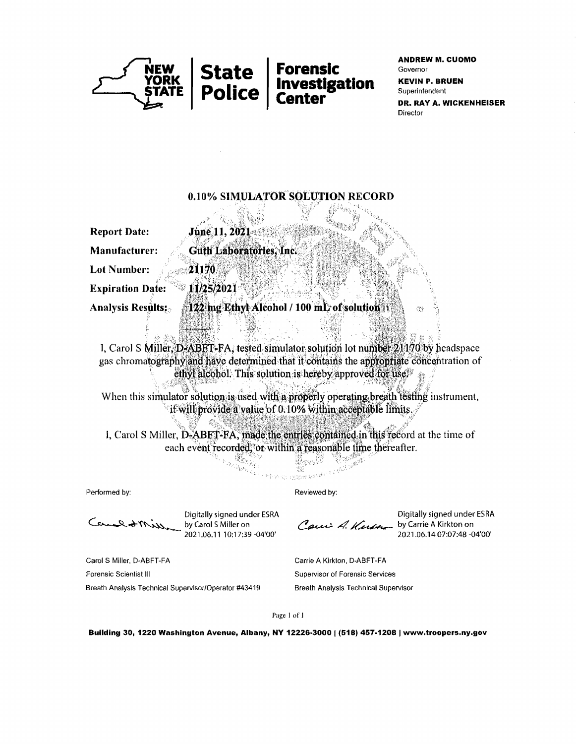**NEW YORK STATE | State Police | Forensic Investigation Center**

**ANDREW M. CUOMO**
Governor
**KEVIN P. BRUEN**
Superintendent
**DR. RAY A. WICKENHEISER**
Director

## 0.10% SIMULATOR SOLUTION RECORD

**Report Date:** **June 11, 2021**

**Manufacturer:** **Guth Laboratories, Inc.**

**Lot Number:** **21170**

**Expiration Date:** **11/25/2021**

**Analysis Results:** **122 mg Ethyl Alcohol / 100 mL of solution**

I, Carol S Miller, D-ABFT-FA, tested simulator solution lot number 21170 by headspace gas chromatography and have determined that it contains the appropriate concentration of ethyl alcohol. This solution is hereby approved for use.

When this simulator solution is used with a properly operating breath testing instrument, it will provide a value of 0.10% within acceptable limits.

I, Carol S Miller, D-ABFT-FA, made the entries contained in this record at the time of each event recorded, or within a reasonable time thereafter.

Performed by:

Digitally signed under ESRA by Carol S Miller on 2021.06.11 10:17:39 -04'00'

Carol S Miller, D-ABFT-FA
Forensic Scientist III
Breath Analysis Technical Supervisor/Operator #43419

Reviewed by:

Digitally signed under ESRA by Carrie A Kirkton on 2021.06.14 07:07:48 -04'00'

Carrie A Kirkton, D-ABFT-FA
Supervisor of Forensic Services
Breath Analysis Technical Supervisor

**Building 30, 1220 Washington Avenue, Albany, NY 12226-3000 | (518) 457-1208 | www.troopers.ny.gov**